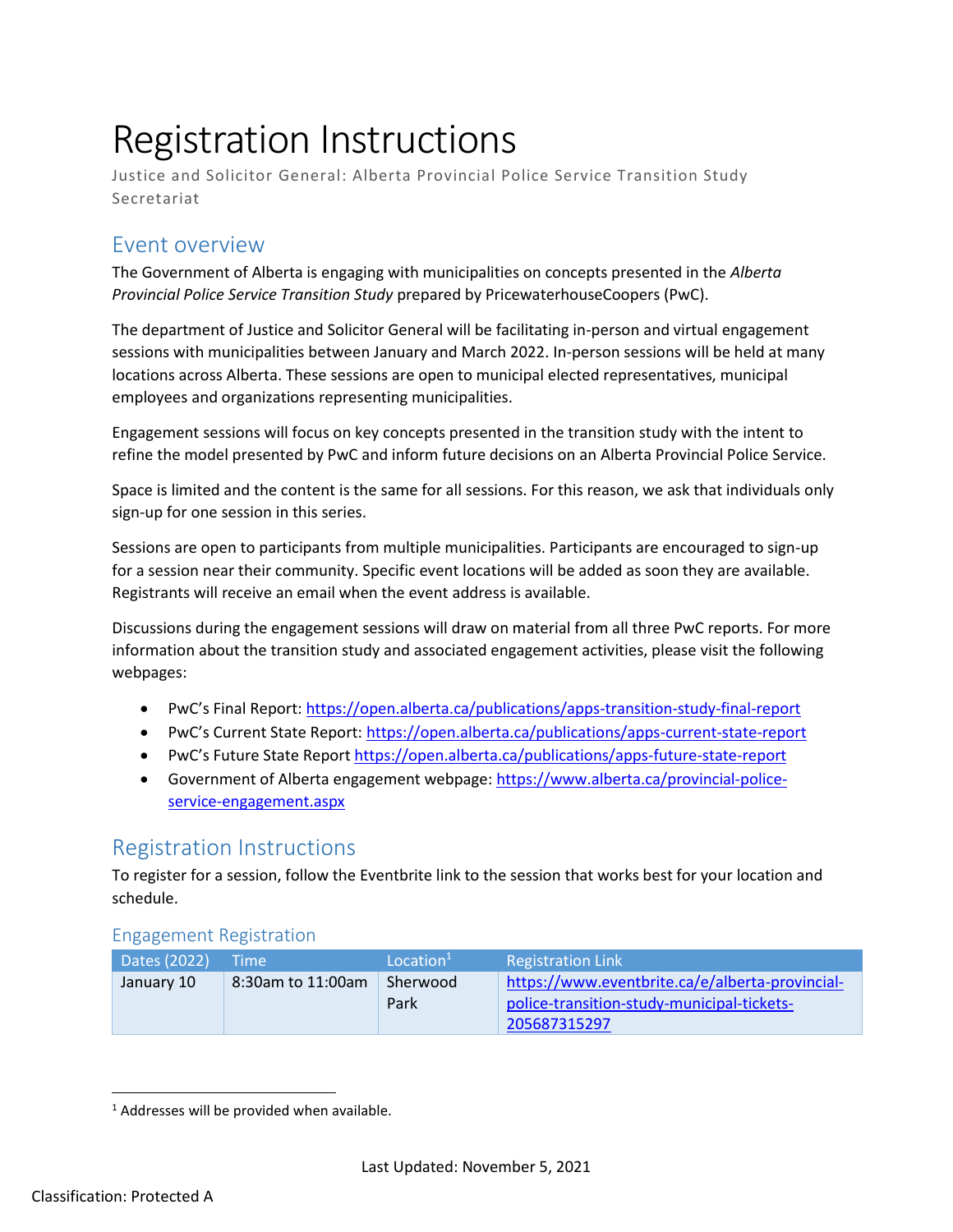# Registration Instructions

Justice and Solicitor General: Alberta Provincial Police Service Transition Study Secretariat

## Event overview

The Government of Alberta is engaging with municipalities on concepts presented in the *Alberta Provincial Police Service Transition Study* prepared by PricewaterhouseCoopers (PwC).

The department of Justice and Solicitor General will be facilitating in-person and virtual engagement sessions with municipalities between January and March 2022. In-person sessions will be held at many locations across Alberta. These sessions are open to municipal elected representatives, municipal employees and organizations representing municipalities.

Engagement sessions will focus on key concepts presented in the transition study with the intent to refine the model presented by PwC and inform future decisions on an Alberta Provincial Police Service.

Space is limited and the content is the same for all sessions. For this reason, we ask that individuals only sign-up for one session in this series.

Sessions are open to participants from multiple municipalities. Participants are encouraged to sign-up for a session near their community. Specific event locations will be added as soon they are available. Registrants will receive an email when the event address is available.

Discussions during the engagement sessions will draw on material from all three PwC reports. For more information about the transition study and associated engagement activities, please visit the following webpages:

- PwC's Final Report: https://open.alberta.ca/publications/apps-transition-study-final-report
- PwC's Current State Report: https://open.alberta.ca/publications/apps-current-state-report
- PwC's Future State Report https://open.alberta.ca/publications/apps-future-state-report
- Government of Alberta engagement webpage: https://www.alberta.ca/provincial-police-service-engagement.aspx

## Registration Instructions

To register for a session, follow the Eventbrite link to the session that works best for your location and schedule.

### Engagement Registration

| Dates (2022) | Time | Location[1] | Registration Link |
|---|---|---|---|
| January 10 | 8:30am to 11:00am | Sherwood Park | https://www.eventbrite.ca/e/alberta-provincial-police-transition-study-municipal-tickets-205687315297 |

[1] Addresses will be provided when available.

Last Updated: November 5, 2021

Classification: Protected A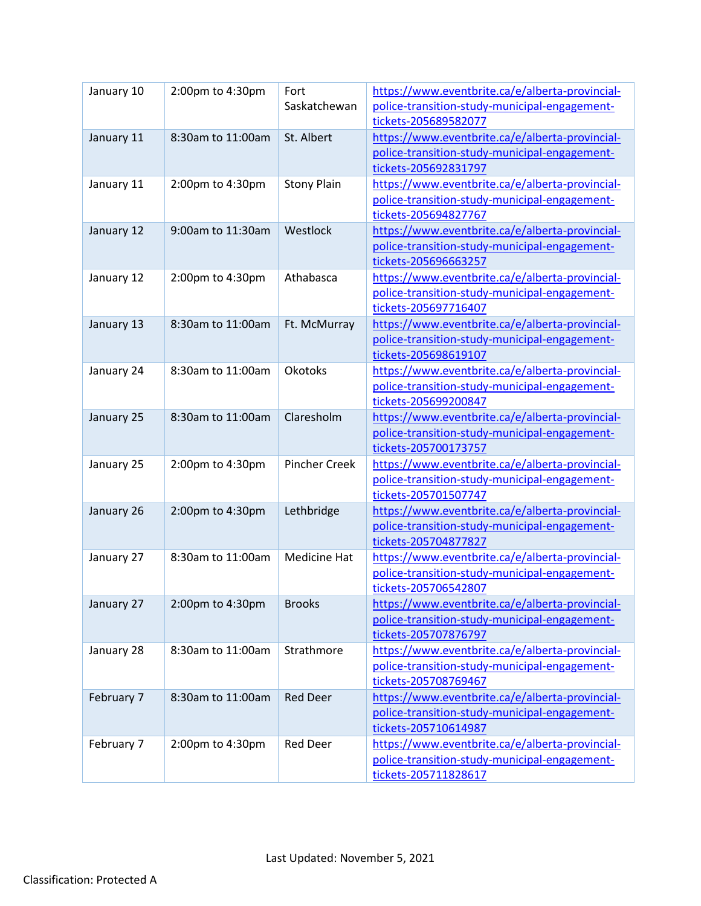| January 10 | 2:00pm to 4:30pm | Fort Saskatchewan | https://www.eventbrite.ca/e/alberta-provincial-police-transition-study-municipal-engagement-tickets-205689582077 |
|---|---|---|---|
| January 11 | 8:30am to 11:00am | St. Albert | https://www.eventbrite.ca/e/alberta-provincial-police-transition-study-municipal-engagement-tickets-205692831797 |
| January 11 | 2:00pm to 4:30pm | Stony Plain | https://www.eventbrite.ca/e/alberta-provincial-police-transition-study-municipal-engagement-tickets-205694827767 |
| January 12 | 9:00am to 11:30am | Westlock | https://www.eventbrite.ca/e/alberta-provincial-police-transition-study-municipal-engagement-tickets-205696663257 |
| January 12 | 2:00pm to 4:30pm | Athabasca | https://www.eventbrite.ca/e/alberta-provincial-police-transition-study-municipal-engagement-tickets-205697716407 |
| January 13 | 8:30am to 11:00am | Ft. McMurray | https://www.eventbrite.ca/e/alberta-provincial-police-transition-study-municipal-engagement-tickets-205698619107 |
| January 24 | 8:30am to 11:00am | Okotoks | https://www.eventbrite.ca/e/alberta-provincial-police-transition-study-municipal-engagement-tickets-205699200847 |
| January 25 | 8:30am to 11:00am | Claresholm | https://www.eventbrite.ca/e/alberta-provincial-police-transition-study-municipal-engagement-tickets-205700173757 |
| January 25 | 2:00pm to 4:30pm | Pincher Creek | https://www.eventbrite.ca/e/alberta-provincial-police-transition-study-municipal-engagement-tickets-205701507747 |
| January 26 | 2:00pm to 4:30pm | Lethbridge | https://www.eventbrite.ca/e/alberta-provincial-police-transition-study-municipal-engagement-tickets-205704877827 |
| January 27 | 8:30am to 11:00am | Medicine Hat | https://www.eventbrite.ca/e/alberta-provincial-police-transition-study-municipal-engagement-tickets-205706542807 |
| January 27 | 2:00pm to 4:30pm | Brooks | https://www.eventbrite.ca/e/alberta-provincial-police-transition-study-municipal-engagement-tickets-205707876797 |
| January 28 | 8:30am to 11:00am | Strathmore | https://www.eventbrite.ca/e/alberta-provincial-police-transition-study-municipal-engagement-tickets-205708769467 |
| February 7 | 8:30am to 11:00am | Red Deer | https://www.eventbrite.ca/e/alberta-provincial-police-transition-study-municipal-engagement-tickets-205710614987 |
| February 7 | 2:00pm to 4:30pm | Red Deer | https://www.eventbrite.ca/e/alberta-provincial-police-transition-study-municipal-engagement-tickets-205711828617 |

Last Updated: November 5, 2021

Classification: Protected A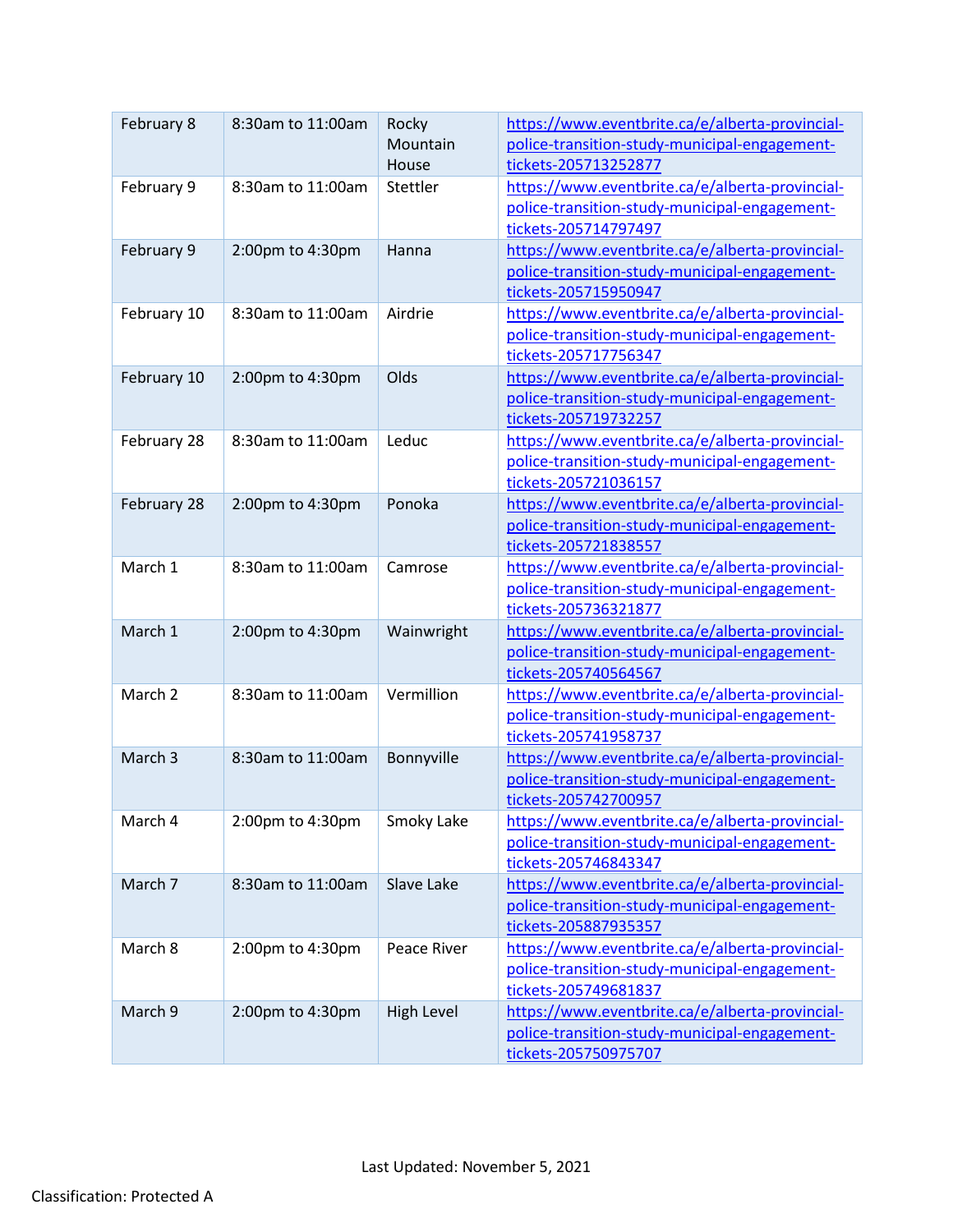| February 8 | 8:30am to 11:00am | Rocky Mountain House | https://www.eventbrite.ca/e/alberta-provincial-police-transition-study-municipal-engagement-tickets-205713252877 |
|---|---|---|---|
| February 9 | 8:30am to 11:00am | Stettler | https://www.eventbrite.ca/e/alberta-provincial-police-transition-study-municipal-engagement-tickets-205714797497 |
| February 9 | 2:00pm to 4:30pm | Hanna | https://www.eventbrite.ca/e/alberta-provincial-police-transition-study-municipal-engagement-tickets-205715950947 |
| February 10 | 8:30am to 11:00am | Airdrie | https://www.eventbrite.ca/e/alberta-provincial-police-transition-study-municipal-engagement-tickets-205717756347 |
| February 10 | 2:00pm to 4:30pm | Olds | https://www.eventbrite.ca/e/alberta-provincial-police-transition-study-municipal-engagement-tickets-205719732257 |
| February 28 | 8:30am to 11:00am | Leduc | https://www.eventbrite.ca/e/alberta-provincial-police-transition-study-municipal-engagement-tickets-205721036157 |
| February 28 | 2:00pm to 4:30pm | Ponoka | https://www.eventbrite.ca/e/alberta-provincial-police-transition-study-municipal-engagement-tickets-205721838557 |
| March 1 | 8:30am to 11:00am | Camrose | https://www.eventbrite.ca/e/alberta-provincial-police-transition-study-municipal-engagement-tickets-205736321877 |
| March 1 | 2:00pm to 4:30pm | Wainwright | https://www.eventbrite.ca/e/alberta-provincial-police-transition-study-municipal-engagement-tickets-205740564567 |
| March 2 | 8:30am to 11:00am | Vermillion | https://www.eventbrite.ca/e/alberta-provincial-police-transition-study-municipal-engagement-tickets-205741958737 |
| March 3 | 8:30am to 11:00am | Bonnyville | https://www.eventbrite.ca/e/alberta-provincial-police-transition-study-municipal-engagement-tickets-205742700957 |
| March 4 | 2:00pm to 4:30pm | Smoky Lake | https://www.eventbrite.ca/e/alberta-provincial-police-transition-study-municipal-engagement-tickets-205746843347 |
| March 7 | 8:30am to 11:00am | Slave Lake | https://www.eventbrite.ca/e/alberta-provincial-police-transition-study-municipal-engagement-tickets-205887935357 |
| March 8 | 2:00pm to 4:30pm | Peace River | https://www.eventbrite.ca/e/alberta-provincial-police-transition-study-municipal-engagement-tickets-205749681837 |
| March 9 | 2:00pm to 4:30pm | High Level | https://www.eventbrite.ca/e/alberta-provincial-police-transition-study-municipal-engagement-tickets-205750975707 |

Last Updated: November 5, 2021

Classification: Protected A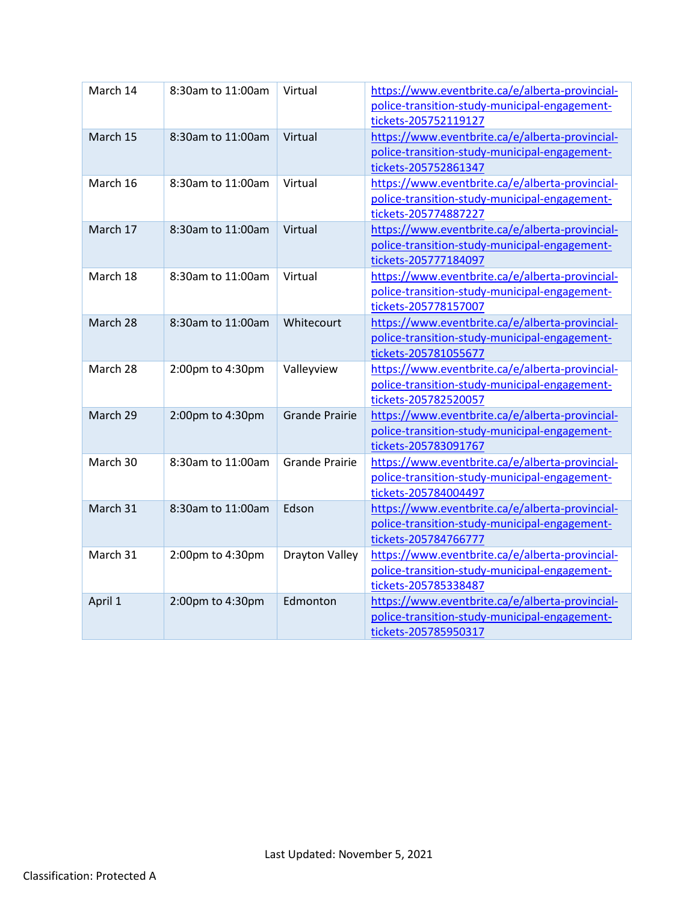| | | | |
|---|---|---|---|
| March 14 | 8:30am to 11:00am | Virtual | https://www.eventbrite.ca/e/alberta-provincial-police-transition-study-municipal-engagement-tickets-205752119127 |
| March 15 | 8:30am to 11:00am | Virtual | https://www.eventbrite.ca/e/alberta-provincial-police-transition-study-municipal-engagement-tickets-205752861347 |
| March 16 | 8:30am to 11:00am | Virtual | https://www.eventbrite.ca/e/alberta-provincial-police-transition-study-municipal-engagement-tickets-205774887227 |
| March 17 | 8:30am to 11:00am | Virtual | https://www.eventbrite.ca/e/alberta-provincial-police-transition-study-municipal-engagement-tickets-205777184097 |
| March 18 | 8:30am to 11:00am | Virtual | https://www.eventbrite.ca/e/alberta-provincial-police-transition-study-municipal-engagement-tickets-205778157007 |
| March 28 | 8:30am to 11:00am | Whitecourt | https://www.eventbrite.ca/e/alberta-provincial-police-transition-study-municipal-engagement-tickets-205781055677 |
| March 28 | 2:00pm to 4:30pm | Valleyview | https://www.eventbrite.ca/e/alberta-provincial-police-transition-study-municipal-engagement-tickets-205782520057 |
| March 29 | 2:00pm to 4:30pm | Grande Prairie | https://www.eventbrite.ca/e/alberta-provincial-police-transition-study-municipal-engagement-tickets-205783091767 |
| March 30 | 8:30am to 11:00am | Grande Prairie | https://www.eventbrite.ca/e/alberta-provincial-police-transition-study-municipal-engagement-tickets-205784004497 |
| March 31 | 8:30am to 11:00am | Edson | https://www.eventbrite.ca/e/alberta-provincial-police-transition-study-municipal-engagement-tickets-205784766777 |
| March 31 | 2:00pm to 4:30pm | Drayton Valley | https://www.eventbrite.ca/e/alberta-provincial-police-transition-study-municipal-engagement-tickets-205785338487 |
| April 1 | 2:00pm to 4:30pm | Edmonton | https://www.eventbrite.ca/e/alberta-provincial-police-transition-study-municipal-engagement-tickets-205785950317 |

Last Updated: November 5, 2021

Classification: Protected A